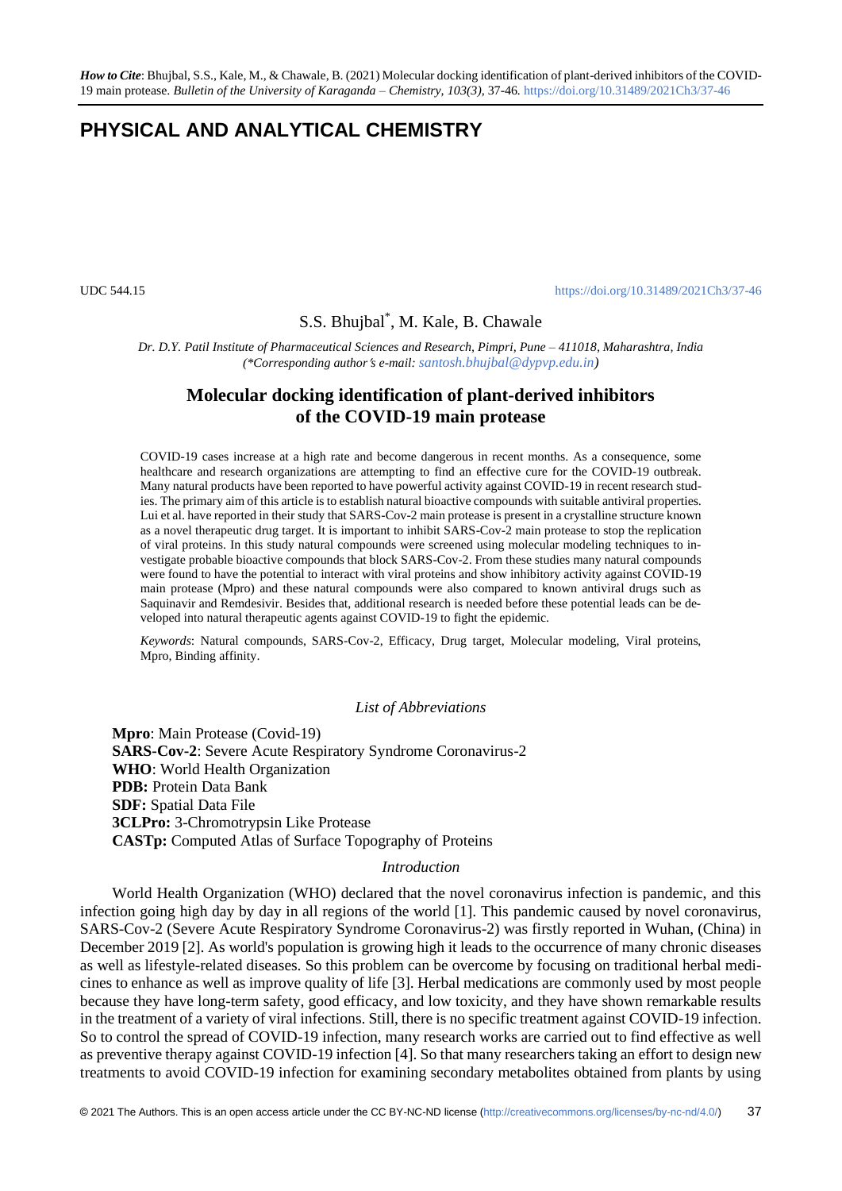*How to Cite*: Bhujbal, S.S., Kale, M., & Chawale, B. (2021) Molecular docking identification of plant-derived inhibitors of the COVID-19 main protease. *Bulletin of the University of Karaganda – Chemistry, 103(3),* 37-46. https://doi.org/10.31489/2021Ch3/37-46

# PHYSICAL AND ANALYTICAL CHEMISTRY

UDC 544.15 https://doi.org/10.31489/2021Ch3/37-46

S.S. Bhujbal[*], M. Kale, B. Chawale

*Dr. D.Y. Patil Institute of Pharmaceutical Sciences and Research, Pimpri, Pune – 411018, Maharashtra, India*
*(\*Corresponding author's e-mail: santosh.bhujbal@dypvp.edu.in)*

## Molecular docking identification of plant-derived inhibitors of the COVID-19 main protease

COVID-19 cases increase at a high rate and become dangerous in recent months. As a consequence, some healthcare and research organizations are attempting to find an effective cure for the COVID-19 outbreak. Many natural products have been reported to have powerful activity against COVID-19 in recent research studies. The primary aim of this article is to establish natural bioactive compounds with suitable antiviral properties. Lui et al. have reported in their study that SARS-Cov-2 main protease is present in a crystalline structure known as a novel therapeutic drug target. It is important to inhibit SARS-Cov-2 main protease to stop the replication of viral proteins. In this study natural compounds were screened using molecular modeling techniques to investigate probable bioactive compounds that block SARS-Cov-2. From these studies many natural compounds were found to have the potential to interact with viral proteins and show inhibitory activity against COVID-19 main protease (Mpro) and these natural compounds were also compared to known antiviral drugs such as Saquinavir and Remdesivir. Besides that, additional research is needed before these potential leads can be developed into natural therapeutic agents against COVID-19 to fight the epidemic.

*Keywords*: Natural compounds, SARS-Cov-2, Efficacy, Drug target, Molecular modeling, Viral proteins, Mpro, Binding affinity.

### *List of Abbreviations*

**Mpro**: Main Protease (Covid-19)
**SARS-Cov-2**: Severe Acute Respiratory Syndrome Coronavirus-2
**WHO**: World Health Organization
**PDB:** Protein Data Bank
**SDF:** Spatial Data File
**3CLPro:** 3-Chromotrypsin Like Protease
**CASTp:** Computed Atlas of Surface Topography of Proteins

### *Introduction*

World Health Organization (WHO) declared that the novel coronavirus infection is pandemic, and this infection going high day by day in all regions of the world [1]. This pandemic caused by novel coronavirus, SARS-Cov-2 (Severe Acute Respiratory Syndrome Coronavirus-2) was firstly reported in Wuhan, (China) in December 2019 [2]. As world's population is growing high it leads to the occurrence of many chronic diseases as well as lifestyle-related diseases. So this problem can be overcome by focusing on traditional herbal medicines to enhance as well as improve quality of life [3]. Herbal medications are commonly used by most people because they have long-term safety, good efficacy, and low toxicity, and they have shown remarkable results in the treatment of a variety of viral infections. Still, there is no specific treatment against COVID-19 infection. So to control the spread of COVID-19 infection, many research works are carried out to find effective as well as preventive therapy against COVID-19 infection [4]. So that many researchers taking an effort to design new treatments to avoid COVID-19 infection for examining secondary metabolites obtained from plants by using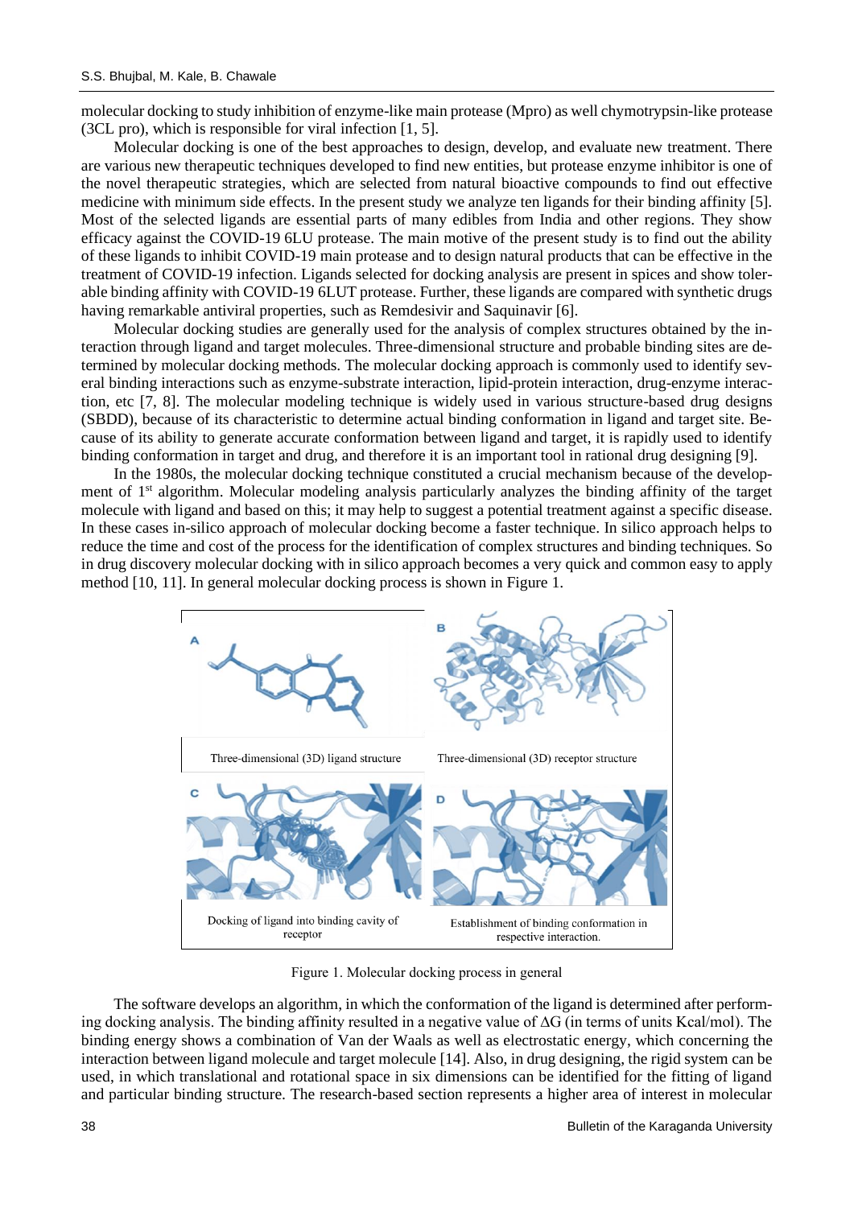molecular docking to study inhibition of enzyme-like main protease (Mpro) as well chymotrypsin-like protease (3CL pro), which is responsible for viral infection [1, 5].

Molecular docking is one of the best approaches to design, develop, and evaluate new treatment. There are various new therapeutic techniques developed to find new entities, but protease enzyme inhibitor is one of the novel therapeutic strategies, which are selected from natural bioactive compounds to find out effective medicine with minimum side effects. In the present study we analyze ten ligands for their binding affinity [5]. Most of the selected ligands are essential parts of many edibles from India and other regions. They show efficacy against the COVID-19 6LU protease. The main motive of the present study is to find out the ability of these ligands to inhibit COVID-19 main protease and to design natural products that can be effective in the treatment of COVID-19 infection. Ligands selected for docking analysis are present in spices and show tolerable binding affinity with COVID-19 6LUT protease. Further, these ligands are compared with synthetic drugs having remarkable antiviral properties, such as Remdesivir and Saquinavir [6].

Molecular docking studies are generally used for the analysis of complex structures obtained by the interaction through ligand and target molecules. Three-dimensional structure and probable binding sites are determined by molecular docking methods. The molecular docking approach is commonly used to identify several binding interactions such as enzyme-substrate interaction, lipid-protein interaction, drug-enzyme interaction, etc [7, 8]. The molecular modeling technique is widely used in various structure-based drug designs (SBDD), because of its characteristic to determine actual binding conformation in ligand and target site. Because of its ability to generate accurate conformation between ligand and target, it is rapidly used to identify binding conformation in target and drug, and therefore it is an important tool in rational drug designing [9].

In the 1980s, the molecular docking technique constituted a crucial mechanism because of the development of 1st algorithm. Molecular modeling analysis particularly analyzes the binding affinity of the target molecule with ligand and based on this; it may help to suggest a potential treatment against a specific disease. In these cases in-silico approach of molecular docking become a faster technique. In silico approach helps to reduce the time and cost of the process for the identification of complex structures and binding techniques. So in drug discovery molecular docking with in silico approach becomes a very quick and common easy to apply method [10, 11]. In general molecular docking process is shown in Figure 1.

A

Three-dimensional (3D) ligand structure

B

Three-dimensional (3D) receptor structure

C

Docking of ligand into binding cavity of receptor

D

Establishment of binding conformation in respective interaction.

Figure 1. Molecular docking process in general

The software develops an algorithm, in which the conformation of the ligand is determined after performing docking analysis. The binding affinity resulted in a negative value of $\Delta G$ (in terms of units Kcal/mol). The binding energy shows a combination of Van der Waals as well as electrostatic energy, which concerning the interaction between ligand molecule and target molecule [14]. Also, in drug designing, the rigid system can be used, in which translational and rotational space in six dimensions can be identified for the fitting of ligand and particular binding structure. The research-based section represents a higher area of interest in molecular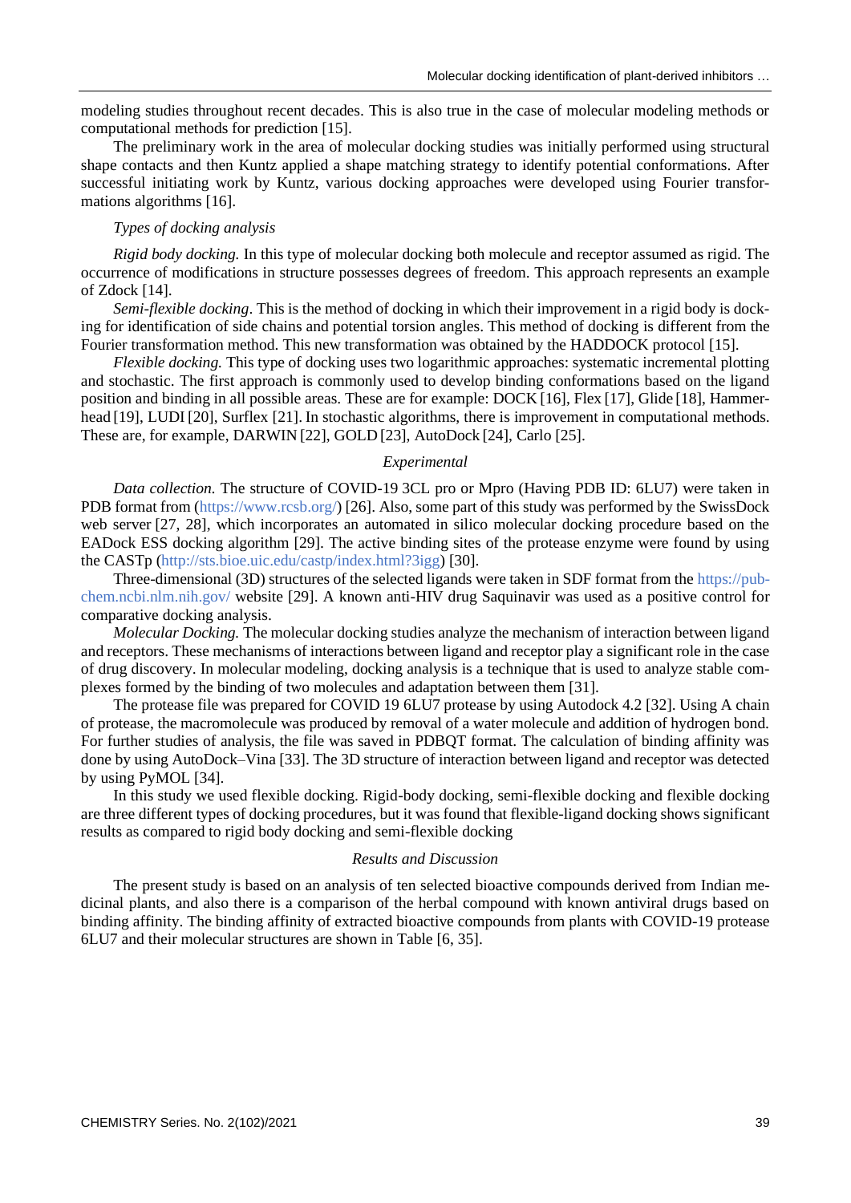modeling studies throughout recent decades. This is also true in the case of molecular modeling methods or computational methods for prediction [15].

The preliminary work in the area of molecular docking studies was initially performed using structural shape contacts and then Kuntz applied a shape matching strategy to identify potential conformations. After successful initiating work by Kuntz, various docking approaches were developed using Fourier transformations algorithms [16].

*Types of docking analysis*

*Rigid body docking.* In this type of molecular docking both molecule and receptor assumed as rigid. The occurrence of modifications in structure possesses degrees of freedom. This approach represents an example of Zdock [14].

*Semi-flexible docking*. This is the method of docking in which their improvement in a rigid body is docking for identification of side chains and potential torsion angles. This method of docking is different from the Fourier transformation method. This new transformation was obtained by the HADDOCK protocol [15].

*Flexible docking.* This type of docking uses two logarithmic approaches: systematic incremental plotting and stochastic. The first approach is commonly used to develop binding conformations based on the ligand position and binding in all possible areas. These are for example: DOCK [16], Flex [17], Glide [18], Hammerhead [19], LUDI [20], Surflex [21]. In stochastic algorithms, there is improvement in computational methods. These are, for example, DARWIN [22], GOLD [23], AutoDock [24], Carlo [25].

## *Experimental*

*Data collection.* The structure of COVID-19 3CL pro or Mpro (Having PDB ID: 6LU7) were taken in PDB format from (https://www.rcsb.org/) [26]. Also, some part of this study was performed by the SwissDock web server [27, 28], which incorporates an automated in silico molecular docking procedure based on the EADock ESS docking algorithm [29]. The active binding sites of the protease enzyme were found by using the CASTp (http://sts.bioe.uic.edu/castp/index.html?3igg) [30].

Three-dimensional (3D) structures of the selected ligands were taken in SDF format from the https://pubchem.ncbi.nlm.nih.gov/ website [29]. A known anti-HIV drug Saquinavir was used as a positive control for comparative docking analysis.

*Molecular Docking.* The molecular docking studies analyze the mechanism of interaction between ligand and receptors. These mechanisms of interactions between ligand and receptor play a significant role in the case of drug discovery. In molecular modeling, docking analysis is a technique that is used to analyze stable complexes formed by the binding of two molecules and adaptation between them [31].

The protease file was prepared for COVID 19 6LU7 protease by using Autodock 4.2 [32]. Using A chain of protease, the macromolecule was produced by removal of a water molecule and addition of hydrogen bond. For further studies of analysis, the file was saved in PDBQT format. The calculation of binding affinity was done by using AutoDock–Vina [33]. The 3D structure of interaction between ligand and receptor was detected by using PyMOL [34].

In this study we used flexible docking. Rigid-body docking, semi-flexible docking and flexible docking are three different types of docking procedures, but it was found that flexible-ligand docking shows significant results as compared to rigid body docking and semi-flexible docking

## *Results and Discussion*

The present study is based on an analysis of ten selected bioactive compounds derived from Indian medicinal plants, and also there is a comparison of the herbal compound with known antiviral drugs based on binding affinity. The binding affinity of extracted bioactive compounds from plants with COVID-19 protease 6LU7 and their molecular structures are shown in Table [6, 35].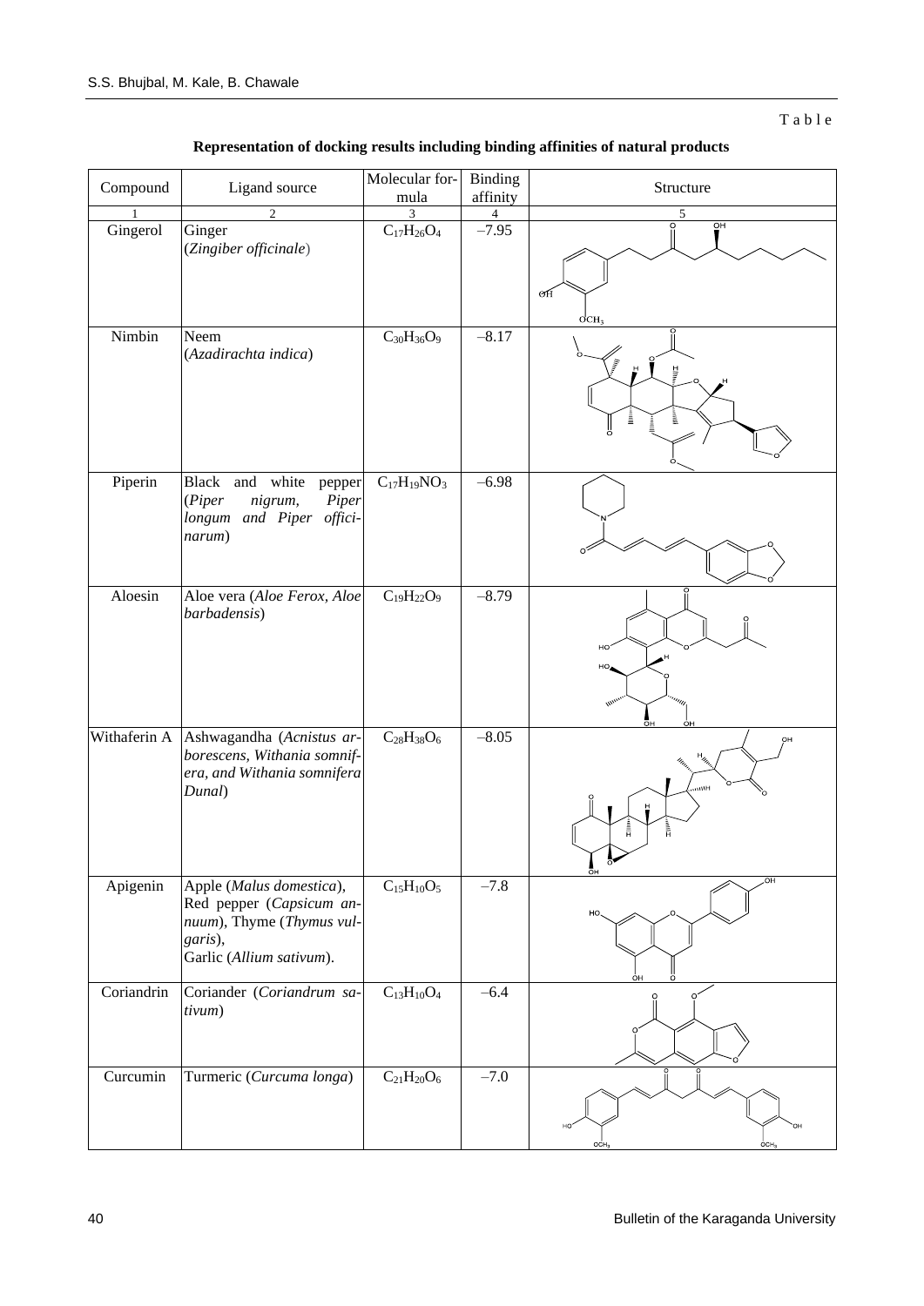Table

**Representation of docking results including binding affinities of natural products**

| Compound | Ligand source | Molecular formula | Binding affinity | Structure |
|---|---|---|---|---|
| 1 | 2 | 3 | 4 | 5 |
| Gingerol | Ginger (*Zingiber officinale*) | $C_{17}H_{26}O_4$ | –7.95 | |
| Nimbin | Neem (*Azadirachta indica*) | $C_{30}H_{36}O_9$ | –8.17 | |
| Piperin | Black and white pepper (*Piper nigrum, Piper longum and Piper officinarum*) | $C_{17}H_{19}NO_3$ | –6.98 | |
| Aloesin | Aloe vera (*Aloe Ferox, Aloe barbadensis*) | $C_{19}H_{22}O_9$ | –8.79 | |
| Withaferin A | Ashwagandha (*Acnistus arborescens, Withania somnifera, and Withania somnifera Dunal*) | $C_{28}H_{38}O_6$ | –8.05 | |
| Apigenin | Apple (*Malus domestica*), Red pepper (*Capsicum annuum*), Thyme (*Thymus vulgaris*), Garlic (*Allium sativum*). | $C_{15}H_{10}O_5$ | –7.8 | |
| Coriandrin | Coriander (*Coriandrum sativum*) | $C_{13}H_{10}O_4$ | –6.4 | |
| Curcumin | Turmeric (*Curcuma longa*) | $C_{21}H_{20}O_6$ | –7.0 | |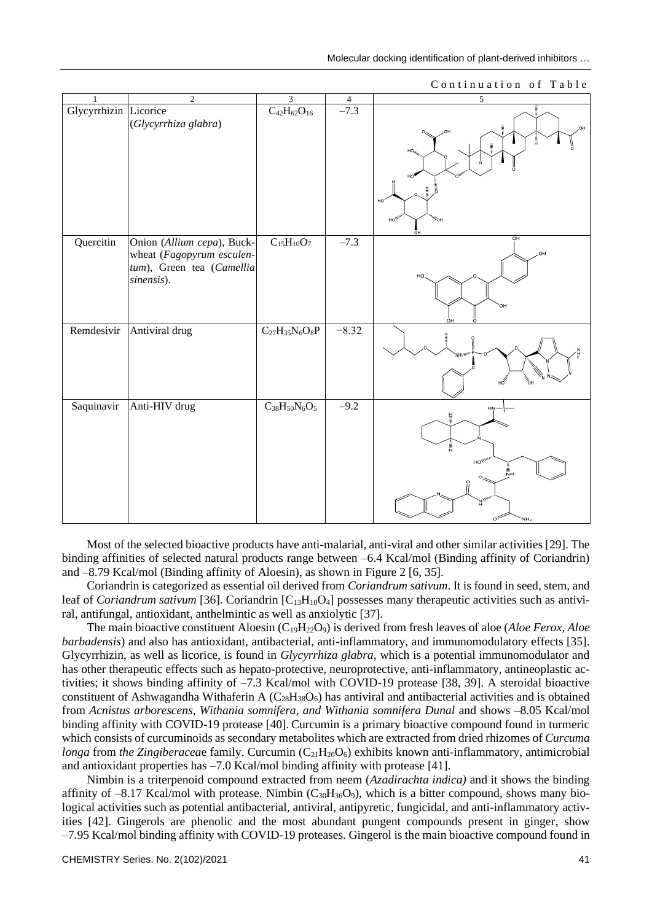Continuation of Table

| 1 | 2 | 3 | 4 | 5 |
|---|---|---|---|---|
| Glycyrrhizin | Licorice (*Glycyrrhiza glabra*) | $C_{42}H_{62}O_{16}$ | −7.3 | |
| Quercitin | Onion (*Allium cepa*), Buck-wheat (*Fagopyrum esculentum*), Green tea (*Camellia sinensis*). | $C_{15}H_{10}O_7$ | −7.3 | |
| Remdesivir | Antiviral drug | $C_{27}H_{35}N_6O_8P$ | −8.32 | |
| Saquinavir | Anti-HIV drug | $C_{38}H_{50}N_6O_5$ | −9.2 | |

Most of the selected bioactive products have anti-malarial, anti-viral and other similar activities [29]. The binding affinities of selected natural products range between –6.4 Kcal/mol (Binding affinity of Coriandrin) and –8.79 Kcal/mol (Binding affinity of Aloesin), as shown in Figure 2 [6, 35].

Coriandrin is categorized as essential oil derived from *Coriandrum sativum*. It is found in seed, stem, and leaf of *Coriandrum sativum* [36]. Coriandrin [$C_{13}H_{10}O_4$] possesses many therapeutic activities such as antiviral, antifungal, antioxidant, anthelmintic as well as anxiolytic [37].

The main bioactive constituent Aloesin ($C_{19}H_{22}O_9$) is derived from fresh leaves of aloe (*Aloe Ferox, Aloe barbadensis*) and also has antioxidant, antibacterial, anti-inflammatory, and immunomodulatory effects [35]. Glycyrrhizin, as well as licorice, is found in *Glycyrrhiza glabra*, which is a potential immunomodulator and has other therapeutic effects such as hepato-protective, neuroprotective, anti-inflammatory, antineoplastic activities; it shows binding affinity of –7.3 Kcal/mol with COVID-19 protease [38, 39]. A steroidal bioactive constituent of Ashwagandha Withaferin A ($C_{28}H_{38}O_6$) has antiviral and antibacterial activities and is obtained from *Acnistus arborescens, Withania somnifera, and Withania somnifera Dunal* and shows –8.05 Kcal/mol binding affinity with COVID-19 protease [40]. Curcumin is a primary bioactive compound found in turmeric which consists of curcuminoids as secondary metabolites which are extracted from dried rhizomes of *Curcuma longa* from *the Zingiberacea*e family. Curcumin ($C_{21}H_{20}O_6$) exhibits known anti-inflammatory, antimicrobial and antioxidant properties has –7.0 Kcal/mol binding affinity with protease [41].

Nimbin is a triterpenoid compound extracted from neem (*Azadirachta indica)* and it shows the binding affinity of –8.17 Kcal/mol with protease. Nimbin ($C_{30}H_{36}O_9$), which is a bitter compound, shows many biological activities such as potential antibacterial, antiviral, antipyretic, fungicidal, and anti-inflammatory activities [42]. Gingerols are phenolic and the most abundant pungent compounds present in ginger, show –7.95 Kcal/mol binding affinity with COVID-19 proteases. Gingerol is the main bioactive compound found in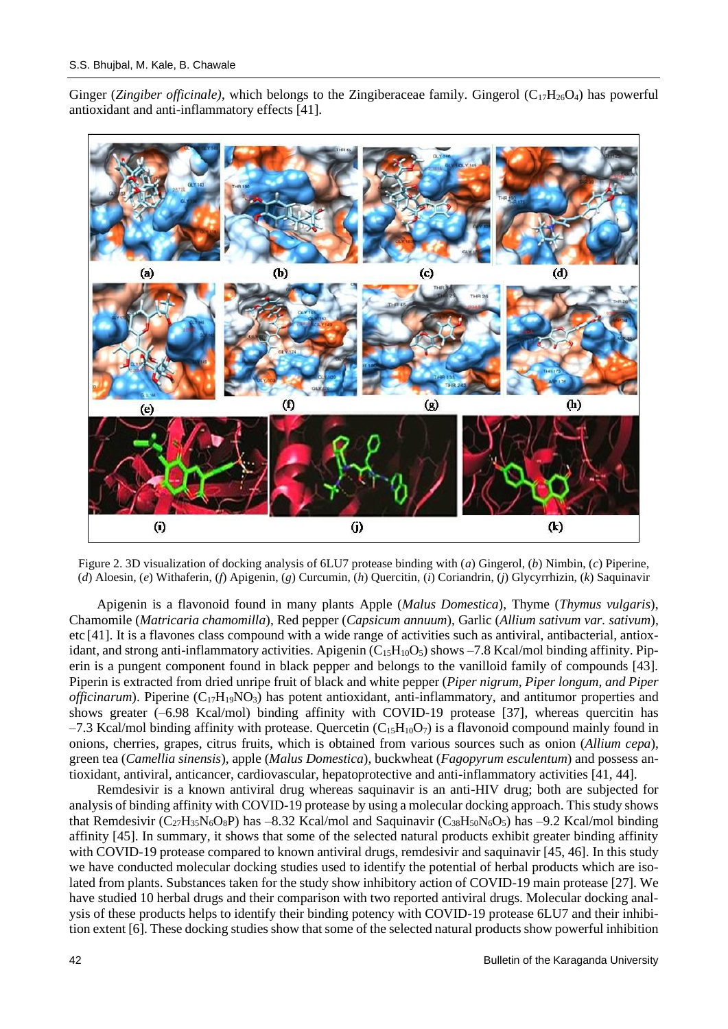Ginger (*Zingiber officinale)*, which belongs to the Zingiberaceae family. Gingerol ($C_{17}H_{26}O_4$) has powerful antioxidant and anti-inflammatory effects [41].

Figure 2. 3D visualization of docking analysis of 6LU7 protease binding with (*a*) Gingerol, (*b*) Nimbin, (*c*) Piperine, (*d*) Aloesin, (*e*) Withaferin, (*f*) Apigenin, (*g*) Curcumin, (*h*) Quercitin, (*i*) Coriandrin, (*j*) Glycyrrhizin, (*k*) Saquinavir

Apigenin is a flavonoid found in many plants Apple (*Malus Domestica*), Thyme (*Thymus vulgaris*), Chamomile (*Matricaria chamomilla*), Red pepper (*Capsicum annuum*), Garlic (*Allium sativum var. sativum*), etc [41]. It is a flavones class compound with a wide range of activities such as antiviral, antibacterial, antioxidant, and strong anti-inflammatory activities. Apigenin ($C_{15}H_{10}O_5$) shows –7.8 Kcal/mol binding affinity. Piperin is a pungent component found in black pepper and belongs to the vanilloid family of compounds [43]. Piperin is extracted from dried unripe fruit of black and white pepper (*Piper nigrum, Piper longum, and Piper officinarum*). Piperine ($C_{17}H_{19}NO_3$) has potent antioxidant, anti-inflammatory, and antitumor properties and shows greater (–6.98 Kcal/mol) binding affinity with COVID-19 protease [37], whereas quercitin has –7.3 Kcal/mol binding affinity with protease. Quercetin ($C_{15}H_{10}O_7$) is a flavonoid compound mainly found in onions, cherries, grapes, citrus fruits, which is obtained from various sources such as onion (*Allium cepa*), green tea (*Camellia sinensis*), apple (*Malus Domestica*), buckwheat (*Fagopyrum esculentum*) and possess antioxidant, antiviral, anticancer, cardiovascular, hepatoprotective and anti-inflammatory activities [41, 44].

Remdesivir is a known antiviral drug whereas saquinavir is an anti-HIV drug; both are subjected for analysis of binding affinity with COVID-19 protease by using a molecular docking approach. This study shows that Remdesivir ($C_{27}H_{35}N_6O_8P$) has –8.32 Kcal/mol and Saquinavir ($C_{38}H_{50}N_6O_5$) has –9.2 Kcal/mol binding affinity [45]. In summary, it shows that some of the selected natural products exhibit greater binding affinity with COVID-19 protease compared to known antiviral drugs, remdesivir and saquinavir [45, 46]. In this study we have conducted molecular docking studies used to identify the potential of herbal products which are isolated from plants. Substances taken for the study show inhibitory action of COVID-19 main protease [27]. We have studied 10 herbal drugs and their comparison with two reported antiviral drugs. Molecular docking analysis of these products helps to identify their binding potency with COVID-19 protease 6LU7 and their inhibition extent [6]. These docking studies show that some of the selected natural products show powerful inhibition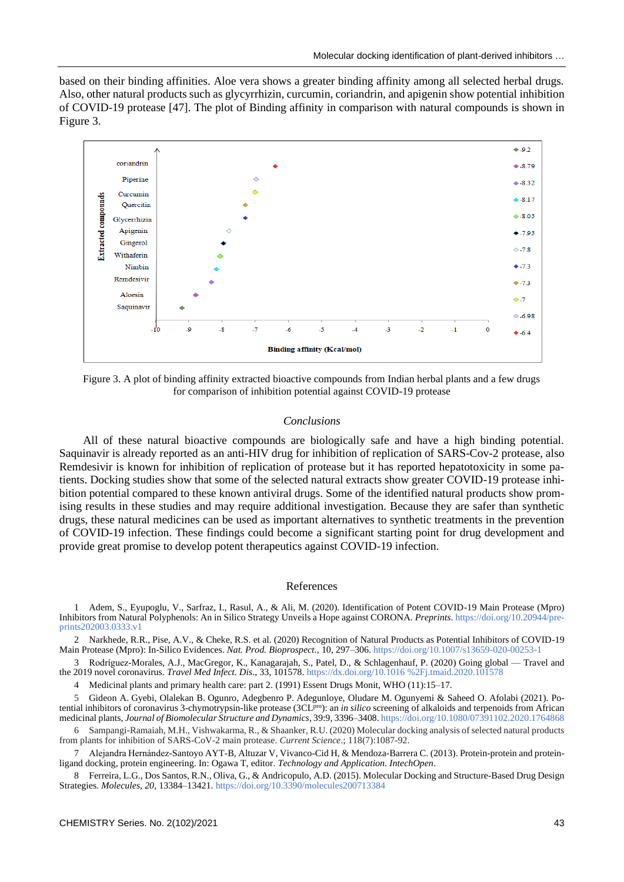based on their binding affinities. Aloe vera shows a greater binding affinity among all selected herbal drugs. Also, other natural products such as glycyrrhizin, curcumin, coriandrin, and apigenin show potential inhibition of COVID-19 protease [47]. The plot of Binding affinity in comparison with natural compounds is shown in Figure 3.

Extracted compounds

coriandrin
Piperine
Curcumin
Quercitin
Glycerrhizin
Apigenin
Gingerol
Withaferin
Nimbin
Remdesivir
Aloesin
Saquinavir

-10 -9 -8 -7 -6 -5 -4 -3 -2 -1 0

Binding affinity (Kcal/mol)

-9.2
-8.79
-8.32
-8.17
-8.05
-7.95
-7.8
-7.3
-7.3
-7
-6.98
-6.4

Figure 3. A plot of binding affinity extracted bioactive compounds from Indian herbal plants and a few drugs for comparison of inhibition potential against COVID-19 protease

## *Conclusions*

All of these natural bioactive compounds are biologically safe and have a high binding potential. Saquinavir is already reported as an anti-HIV drug for inhibition of replication of SARS-Cov-2 protease, also Remdesivir is known for inhibition of replication of protease but it has reported hepatotoxicity in some patients. Docking studies show that some of the selected natural extracts show greater COVID-19 protease inhibition potential compared to these known antiviral drugs. Some of the identified natural products show promising results in these studies and may require additional investigation. Because they are safer than synthetic drugs, these natural medicines can be used as important alternatives to synthetic treatments in the prevention of COVID-19 infection. These findings could become a significant starting point for drug development and provide great promise to develop potent therapeutics against COVID-19 infection.

## References

1 Adem, S., Eyupoglu, V., Sarfraz, I., Rasul, A., & Ali, M. (2020). Identification of Potent COVID-19 Main Protease (Mpro) Inhibitors from Natural Polyphenols: An in Silico Strategy Unveils a Hope against CORONA. *Preprints*. https://doi.org/10.20944/preprints202003.0333.v1

2 Narkhede, R.R., Pise, A.V., & Cheke, R.S. et al. (2020) Recognition of Natural Products as Potential Inhibitors of COVID-19 Main Protease (Mpro): In-Silico Evidences. *Nat. Prod. Bioprospect.*, 10, 297–306. https://doi.org/10.1007/s13659-020-00253-1

3 Rodríguez-Morales, A.J., MacGregor, K., Kanagarajah, S., Patel, D., & Schlagenhauf, P. (2020) Going global — Travel and the 2019 novel coronavirus. *Travel Med Infect. Dis*., 33, 101578. https://dx.doi.org/10.1016 %2Fj.tmaid.2020.101578

4 Medicinal plants and primary health care: part 2. (1991) Essent Drugs Monit, WHO (11):15–17.

5 Gideon A. Gyebi, Olalekan B. Ogunro, Adegbenro P. Adegunloye, Oludare M. Ogunyemi & Saheed O. Afolabi (2021). Potential inhibitors of coronavirus 3-chymotrypsin-like protease (3CL[pro]): an *in silico* screening of alkaloids and terpenoids from African medicinal plants, *Journal of Biomolecular Structure and Dynamics*, 39:9, 3396–3408. https://doi.org/10.1080/07391102.2020.1764868

6 Sampangi-Ramaiah, M.H., Vishwakarma, R., & Shaanker, R.U. (2020) Molecular docking analysis of selected natural products from plants for inhibition of SARS-CoV-2 main protease. *Current Science*.; 118(7):1087-92.

7 Alejandra Hernández-Santoyo AYT-B, Altuzar V, Vivanco-Cid H, & Mendoza-Barrera C. (2013). Protein-protein and protein-ligand docking, protein engineering. In: Ogawa T, editor. *Technology and Application. IntechOpen*.

8 Ferreira, L.G., Dos Santos, R.N., Oliva, G., & Andricopulo, A.D. (2015). Molecular Docking and Structure-Based Drug Design Strategies. *Molecules, 20*, 13384–13421. https://doi.org/10.3390/molecules200713384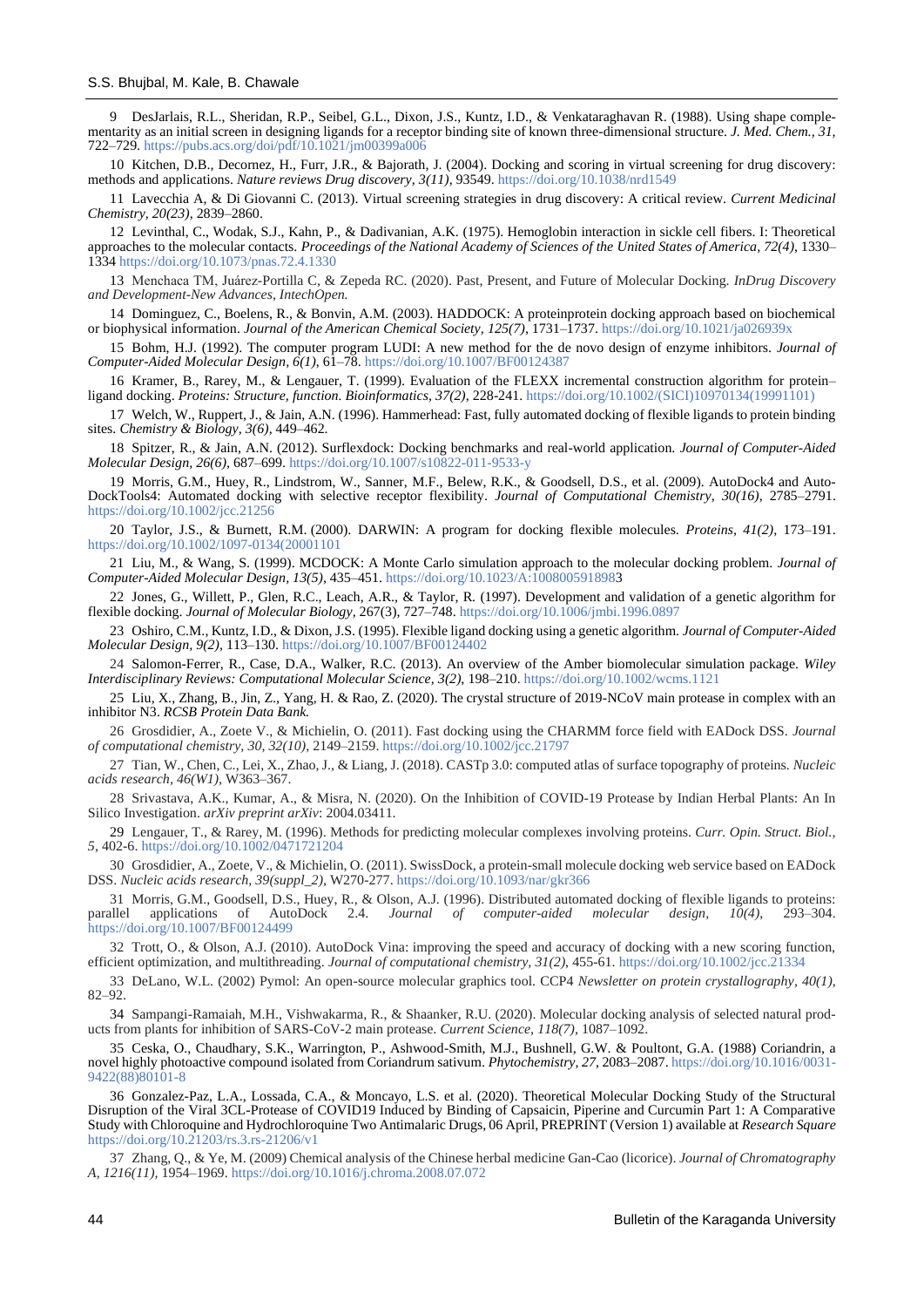9 DesJarlais, R.L., Sheridan, R.P., Seibel, G.L., Dixon, J.S., Kuntz, I.D., & Venkataraghavan R. (1988). Using shape complementarity as an initial screen in designing ligands for a receptor binding site of known three-dimensional structure. *J. Med. Chem., 31,* 722–729. https://pubs.acs.org/doi/pdf/10.1021/jm00399a006

10 Kitchen, D.B., Decornez, H., Furr, J.R., & Bajorath, J. (2004). Docking and scoring in virtual screening for drug discovery: methods and applications. *Nature reviews Drug discovery, 3(11)*, 93549. https://doi.org/10.1038/nrd1549

11 Lavecchia A, & Di Giovanni C. (2013). Virtual screening strategies in drug discovery: A critical review. *Current Medicinal Chemistry, 20(23)*, 2839–2860.

12 Levinthal, C., Wodak, S.J., Kahn, P., & Dadivanian, A.K. (1975). Hemoglobin interaction in sickle cell fibers. I: Theoretical approaches to the molecular contacts. *Proceedings of the National Academy of Sciences of the United States of America, 72(4)*, 1330–1334 https://doi.org/10.1073/pnas.72.4.1330

13 Menchaca TM, Juárez-Portilla C, & Zepeda RC. (2020). Past, Present, and Future of Molecular Docking. *InDrug Discovery and Development-New Advances, IntechOpen.*

14 Dominguez, C., Boelens, R., & Bonvin, A.M. (2003). HADDOCK: A proteinprotein docking approach based on biochemical or biophysical information. *Journal of the American Chemical Society, 125(7)*, 1731–1737. https://doi.org/10.1021/ja026939x

15 Bohm, H.J. (1992). The computer program LUDI: A new method for the de novo design of enzyme inhibitors. *Journal of Computer-Aided Molecular Design, 6(1),* 61–78. https://doi.org/10.1007/BF00124387

16 Kramer, B., Rarey, M., & Lengauer, T. (1999). Evaluation of the FLEXX incremental construction algorithm for protein–ligand docking. *Proteins: Structure, function. Bioinformatics, 37(2),* 228-241. https://doi.org/10.1002/(SICI)10970134(19991101)

17 Welch, W., Ruppert, J., & Jain, A.N. (1996). Hammerhead: Fast, fully automated docking of flexible ligands to protein binding sites. *Chemistry & Biology, 3(6),* 449–462.

18 Spitzer, R., & Jain, A.N. (2012). Surflexdock: Docking benchmarks and real-world application. *Journal of Computer-Aided Molecular Design, 26(6),* 687–699. https://doi.org/10.1007/s10822-011-9533-y

19 Morris, G.M., Huey, R., Lindstrom, W., Sanner, M.F., Belew, R.K., & Goodsell, D.S., et al. (2009). AutoDock4 and AutoDockTools4: Automated docking with selective receptor flexibility. *Journal of Computational Chemistry, 30(16),* 2785–2791. https://doi.org/10.1002/jcc.21256

20 Taylor, J.S., & Burnett, R.M. (2000). DARWIN: A program for docking flexible molecules. *Proteins, 41(2),* 173–191. https://doi.org/10.1002/1097-0134(20001101

21 Liu, M., & Wang, S. (1999). MCDOCK: A Monte Carlo simulation approach to the molecular docking problem. *Journal of Computer-Aided Molecular Design, 13(5),* 435–451. https://doi.org/10.1023/A:1008005918983

22 Jones, G., Willett, P., Glen, R.C., Leach, A.R., & Taylor, R. (1997). Development and validation of a genetic algorithm for flexible docking. *Journal of Molecular Biology,* 267(3), 727–748. https://doi.org/10.1006/jmbi.1996.0897

23 Oshiro, C.M., Kuntz, I.D., & Dixon, J.S. (1995). Flexible ligand docking using a genetic algorithm. *Journal of Computer-Aided Molecular Design, 9(2),* 113–130. https://doi.org/10.1007/BF00124402

24 Salomon-Ferrer, R., Case, D.A., Walker, R.C. (2013). An overview of the Amber biomolecular simulation package. *Wiley Interdisciplinary Reviews: Computational Molecular Science, 3(2),* 198–210. https://doi.org/10.1002/wcms.1121

25 Liu, X., Zhang, B., Jin, Z., Yang, H. & Rao, Z. (2020). The crystal structure of 2019-NCoV main protease in complex with an inhibitor N3. *RCSB Protein Data Bank.*

26 Grosdidier, A., Zoete V., & Michielin, O. (2011). Fast docking using the CHARMM force field with EADock DSS. *Journal of computational chemistry, 30, 32(10),* 2149–2159. https://doi.org/10.1002/jcc.21797

27 Tian, W., Chen, C., Lei, X., Zhao, J., & Liang, J. (2018). CASTp 3.0: computed atlas of surface topography of proteins. *Nucleic acids research, 46(W1),* W363–367.

28 Srivastava, A.K., Kumar, A., & Misra, N. (2020). On the Inhibition of COVID-19 Protease by Indian Herbal Plants: An In Silico Investigation. *arXiv preprint arXiv*: 2004.03411.

29 Lengauer, T., & Rarey, M. (1996). Methods for predicting molecular complexes involving proteins. *Curr. Opin. Struct. Biol., 5,* 402-6. https://doi.org/10.1002/0471721204

30 Grosdidier, A., Zoete, V., & Michielin, O. (2011). SwissDock, a protein-small molecule docking web service based on EADock DSS. *Nucleic acids research, 39(suppl_2),* W270-277. https://doi.org/10.1093/nar/gkr366

31 Morris, G.M., Goodsell, D.S., Huey, R., & Olson, A.J. (1996). Distributed automated docking of flexible ligands to proteins: parallel applications of AutoDock 2.4. *Journal of computer-aided molecular design, 10(4),* 293–304. https://doi.org/10.1007/BF00124499

32 Trott, O., & Olson, A.J. (2010). AutoDock Vina: improving the speed and accuracy of docking with a new scoring function, efficient optimization, and multithreading. *Journal of computational chemistry, 31(2),* 455-61. https://doi.org/10.1002/jcc.21334

33 DeLano, W.L. (2002) Pymol: An open-source molecular graphics tool. CCP4 *Newsletter on protein crystallography, 40(1),* 82–92.

34 Sampangi-Ramaiah, M.H., Vishwakarma, R., & Shaanker, R.U. (2020). Molecular docking analysis of selected natural products from plants for inhibition of SARS-CoV-2 main protease. *Current Science, 118(7),* 1087–1092.

35 Ceska, O., Chaudhary, S.K., Warrington, P., Ashwood-Smith, M.J., Bushnell, G.W. & Poultont, G.A. (1988) Coriandrin, a novel highly photoactive compound isolated from Coriandrum sativum. *Phytochemistry, 27,* 2083–2087. https://doi.org/10.1016/0031-9422(88)80101-8

36 Gonzalez-Paz, L.A., Lossada, C.A., & Moncayo, L.S. et al. (2020). Theoretical Molecular Docking Study of the Structural Disruption of the Viral 3CL-Protease of COVID19 Induced by Binding of Capsaicin, Piperine and Curcumin Part 1: A Comparative Study with Chloroquine and Hydrochloroquine Two Antimalaric Drugs, 06 April, PREPRINT (Version 1) available at *Research Square* https://doi.org/10.21203/rs.3.rs-21206/v1

37 Zhang, Q., & Ye, M. (2009) Chemical analysis of the Chinese herbal medicine Gan-Cao (licorice). *Journal of Chromatography A, 1216(11),* 1954–1969. https://doi.org/10.1016/j.chroma.2008.07.072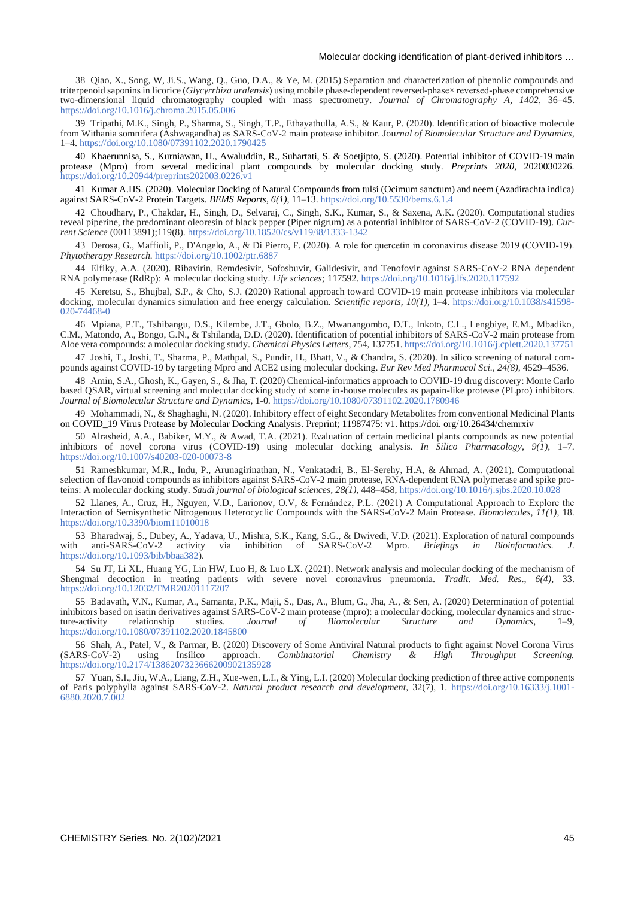38 Qiao, X., Song, W, Ji.S., Wang, Q., Guo, D.A., & Ye, M. (2015) Separation and characterization of phenolic compounds and triterpenoid saponins in licorice (*Glycyrrhiza uralensis*) using mobile phase-dependent reversed-phase× reversed-phase comprehensive two-dimensional liquid chromatography coupled with mass spectrometry. *Journal of Chromatography A*, *1402*, 36–45. https://doi.org/10.1016/j.chroma.2015.05.006

39 Tripathi, M.K., Singh, P., Sharma, S., Singh, T.P., Ethayathulla, A.S., & Kaur, P. (2020). Identification of bioactive molecule from Withania somnifera (Ashwagandha) as SARS-CoV-2 main protease inhibitor. J*ournal of Biomolecular Structure and Dynamics*, 1–4. https://doi.org/10.1080/07391102.2020.1790425

40 Khaerunnisa, S., Kurniawan, H., Awaluddin, R., Suhartati, S. & Soetjipto, S. (2020). Potential inhibitor of COVID-19 main protease (Mpro) from several medicinal plant compounds by molecular docking study. *Preprints 2020*, 2020030226. https://doi.org/10.20944/preprints202003.0226.v1

41 Kumar A.HS. (2020). Molecular Docking of Natural Compounds from tulsi (Ocimum sanctum) and neem (Azadirachta indica) against SARS-CoV-2 Protein Targets. *BEMS Reports*, *6(1)*, 11–13. https://doi.org/10.5530/bems.6.1.4

42 Choudhary, P., Chakdar, H., Singh, D., Selvaraj, C., Singh, S.K., Kumar, S., & Saxena, A.K. (2020). Computational studies reveal piperine, the predominant oleoresin of black pepper (Piper nigrum) as a potential inhibitor of SARS-CoV-2 (COVID-19). *Current Science* (00113891);119(8). https://doi.org/10.18520/cs/v119/i8/1333-1342

43 Derosa, G., Maffioli, P., D'Angelo, A., & Di Pierro, F. (2020). A role for quercetin in coronavirus disease 2019 (COVID-19). *Phytotherapy Research.* https://doi.org/10.1002/ptr.6887

44 Elfiky, A.A. (2020). Ribavirin, Remdesivir, Sofosbuvir, Galidesivir, and Tenofovir against SARS-CoV-2 RNA dependent RNA polymerase (RdRp): A molecular docking study. *Life sciences;* 117592. https://doi.org/10.1016/j.lfs.2020.117592

45 Keretsu, S., Bhujbal, S.P., & Cho, S.J. (2020) Rational approach toward COVID-19 main protease inhibitors via molecular docking, molecular dynamics simulation and free energy calculation. *Scientific reports, 10(1),* 1–4. https://doi.org/10.1038/s41598-020-74468-0

46 Mpiana, P.T., Tshibangu, D.S., Kilembe, J.T., Gbolo, B.Z., Mwanangombo, D.T., Inkoto, C.L., Lengbiye, E.M., Mbadiko, C.M., Matondo, A., Bongo, G.N., & Tshilanda, D.D. (2020). Identification of potential inhibitors of SARS-CoV-2 main protease from Aloe vera compounds: a molecular docking study. *Chemical Physics Letters*, 754, 137751. https://doi.org/10.1016/j.cplett.2020.137751

47 Joshi, T., Joshi, T., Sharma, P., Mathpal, S., Pundir, H., Bhatt, V., & Chandra, S. (2020). In silico screening of natural compounds against COVID-19 by targeting Mpro and ACE2 using molecular docking. *Eur Rev Med Pharmacol Sci., 24(8),* 4529–4536.

48 Amin, S.A., Ghosh, K., Gayen, S., & Jha, T. (2020) Chemical-informatics approach to COVID-19 drug discovery: Monte Carlo based QSAR, virtual screening and molecular docking study of some in-house molecules as papain-like protease (PLpro) inhibitors. *Journal of Biomolecular Structure and Dynamics*, 1-0. https://doi.org/10.1080/07391102.2020.1780946

49 Mohammadi, N., & Shaghaghi, N. (2020). Inhibitory effect of eight Secondary Metabolites from conventional Medicinal Plants on COVID_19 Virus Protease by Molecular Docking Analysis. Preprint; 11987475: v1. https://doi. org/10.26434/chemrxiv

50 Alrasheid, A.A., Babiker, M.Y., & Awad, T.A. (2021). Evaluation of certain medicinal plants compounds as new potential inhibitors of novel corona virus (COVID-19) using molecular docking analysis. *In Silico Pharmacology*, *9(1)*, 1–7. https://doi.org/10.1007/s40203-020-00073-8

51 Rameshkumar, M.R., Indu, P., Arunagirinathan, N., Venkatadri, B., El-Serehy, H.A, & Ahmad, A. (2021). Computational selection of flavonoid compounds as inhibitors against SARS-CoV-2 main protease, RNA-dependent RNA polymerase and spike proteins: A molecular docking study. *Saudi journal of biological sciences, 28(1),* 448–458, https://doi.org/10.1016/j.sjbs.2020.10.028

52 Llanes, A., Cruz, H., Nguyen, V.D., Larionov, O.V, & Fernández, P.L. (2021) A Computational Approach to Explore the Interaction of Semisynthetic Nitrogenous Heterocyclic Compounds with the SARS-CoV-2 Main Protease. *Biomolecules, 11(1),* 18. https://doi.org/10.3390/biom11010018

53 Bharadwaj, S., Dubey, A., Yadava, U., Mishra, S.K., Kang, S.G., & Dwivedi, V.D. (2021). Exploration of natural compounds with anti-SARS-CoV-2 activity via inhibition of SARS-CoV-2 Mpro. *Briefings in Bioinformatics. J*. https://doi.org/10.1093/bib/bbaa382).

54 Su JT, Li XL, Huang YG, Lin HW, Luo H, & Luo LX. (2021). Network analysis and molecular docking of the mechanism of Shengmai decoction in treating patients with severe novel coronavirus pneumonia. *Tradit. Med. Res*., *6(4)*, 33. https://doi.org/10.12032/TMR20201117207

55 Badavath, V.N., Kumar, A., Samanta, P.K., Maji, S., Das, A., Blum, G., Jha, A., & Sen, A. (2020) Determination of potential inhibitors based on isatin derivatives against SARS-CoV-2 main protease (mpro): a molecular docking, molecular dynamics and structure-activity relationship studies. *Journal of Biomolecular Structure and Dynamics*, 1–9, https://doi.org/10.1080/07391102.2020.1845800

56 Shah, A., Patel, V., & Parmar, B. (2020) Discovery of Some Antiviral Natural products to fight against Novel Corona Virus (SARS-CoV-2) using Insilico approach. *Combinatorial Chemistry & High Throughput Screening.* https://doi.org/10.2174/1386207323666200902135928

57 Yuan, S.I., Jiu, W.A., Liang, Z.H., Xue-wen, L.I., & Ying, L.I. (2020) Molecular docking prediction of three active components of Paris polyphylla against SARS-CoV-2. *Natural product research and development*, 32(7), 1. https://doi.org/10.16333/j.1001-6880.2020.7.002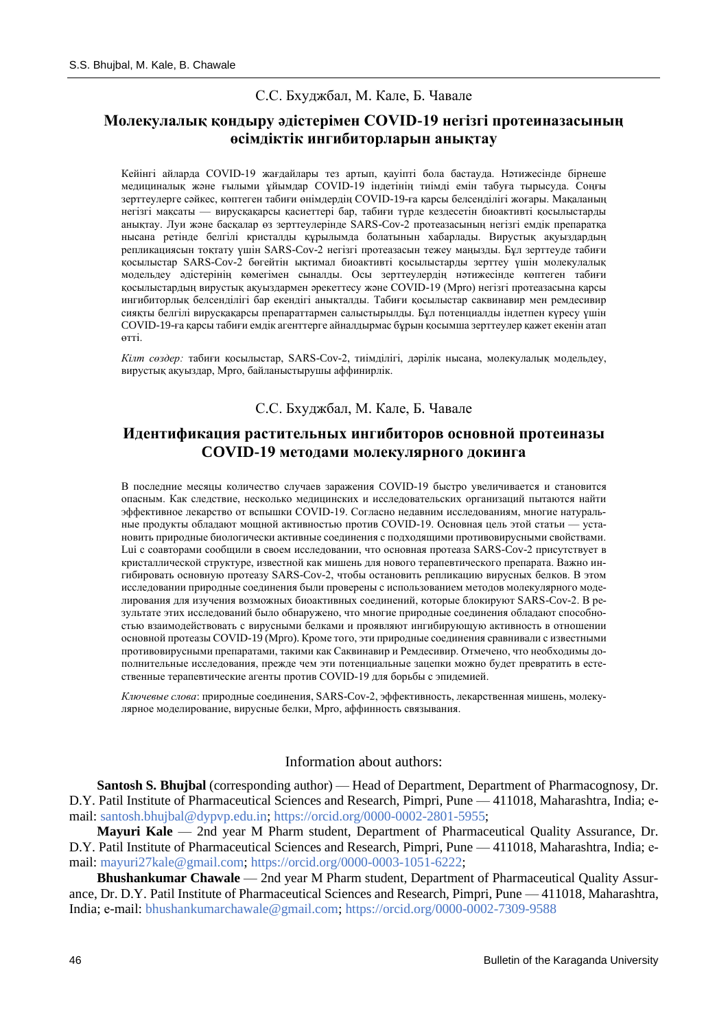С.С. Бхуджбал, М. Кале, Б. Чавале

## Молекулалық қондыру әдістерімен COVID-19 негізгі протеиназасының өсімдіктік ингибиторларын анықтау

Кейінгі айларда COVID-19 жағдайлары тез артып, қауіпті бола бастауда. Нәтижесінде бірнеше медициналық және ғылыми ұйымдар COVID-19 індетінің тиімді емін табуға тырысуда. Соңғы зерттеулерге сәйкес, көптеген табиғи өнімдердің COVID-19-ға қарсы белсенділігі жоғары. Мақаланың негізгі мақсаты — вирусқақарсы қасиеттері бар, табиғи түрде кездесетін биоактивті қосылыстарды анықтау. Луи және басқалар өз зерттеулерінде SARS-Cov-2 протеазасының негізгі емдік препаратқа нысана ретінде белгілі кристалды құрылымда болатынын хабарлады. Вирустық ақуыздардың репликациясын тоқтату үшін SARS-Cov-2 негізгі протеазасын тежеу маңызды. Бұл зерттеуде табиғи қосылыстар SARS-Cov-2 бөгейтін ықтимал биоактивті қосылыстарды зерттеу үшін молекулалық модельдеу әдістерінің көмегімен сыналды. Осы зерттеулердің нәтижесінде көптеген табиғи қосылыстардың вирустық ақуыздармен әрекеттесу және COVID-19 (Mpro) негізгі протеазасына қарсы ингибиторлық белсенділігі бар екендігі анықталды. Табиғи қосылыстар саквинавир мен ремдесивир сияқты белгілі вирусқақарсы препараттармен салыстырылды. Бұл потенциалды індетпен күресу үшін COVID-19-ға қарсы табиғи емдік агенттерге айналдырмас бұрын қосымша зерттеулер қажет екенін атап өтті.

*Кілт сөздер:* табиғи қосылыстар, SARS-Cov-2, тиімділігі, дәрілік нысана, молекулалық модельдеу, вирустық ақуыздар, Mpro, байланыстырушы аффинирлік.

С.С. Бхуджбал, М. Кале, Б. Чавале

## Идентификация растительных ингибиторов основной протеиназы COVID-19 методами молекулярного докинга

В последние месяцы количество случаев заражения COVID-19 быстро увеличивается и становится опасным. Как следствие, несколько медицинских и исследовательских организаций пытаются найти эффективное лекарство от вспышки COVID-19. Согласно недавним исследованиям, многие натуральные продукты обладают мощной активностью против COVID-19. Основная цель этой статьи — установить природные биологически активные соединения с подходящими противовирусными свойствами. Lui с соавторами сообщили в своем исследовании, что основная протеаза SARS-Cov-2 присутствует в кристаллической структуре, известной как мишень для нового терапевтического препарата. Важно ингибировать основную протеазу SARS-Cov-2, чтобы остановить репликацию вирусных белков. В этом исследовании природные соединения были проверены с использованием методов молекулярного моделирования для изучения возможных биоактивных соединений, которые блокируют SARS-Cov-2. В результате этих исследований было обнаружено, что многие природные соединения обладают способностью взаимодействовать с вирусными белками и проявляют ингибирующую активность в отношении основной протеазы COVID-19 (Mpro). Кроме того, эти природные соединения сравнивали с известными противовирусными препаратами, такими как Саквинавир и Ремдесивир. Отмечено, что необходимы дополнительные исследования, прежде чем эти потенциальные зацепки можно будет превратить в естественные терапевтические агенты против COVID-19 для борьбы с эпидемией.

*Ключевые слова*: природные соединения, SARS-Cov-2, эффективность, лекарственная мишень, молекулярное моделирование, вирусные белки, Mpro, аффинность связывания.

### Information about authors:

**Santosh S. Bhujbal** (corresponding author) — Head of Department, Department of Pharmacognosy, Dr. D.Y. Patil Institute of Pharmaceutical Sciences and Research, Pimpri, Pune — 411018, Maharashtra, India; e-mail: santosh.bhujbal@dypvp.edu.in; https://orcid.org/0000-0002-2801-5955;

**Mayuri Kale** — 2nd year M Pharm student, Department of Pharmaceutical Quality Assurance, Dr. D.Y. Patil Institute of Pharmaceutical Sciences and Research, Pimpri, Pune — 411018, Maharashtra, India; e-mail: mayuri27kale@gmail.com; https://orcid.org/0000-0003-1051-6222;

**Bhushankumar Chawale** — 2nd year M Pharm student, Department of Pharmaceutical Quality Assurance, Dr. D.Y. Patil Institute of Pharmaceutical Sciences and Research, Pimpri, Pune — 411018, Maharashtra, India; e-mail: bhushankumarchawale@gmail.com; https://orcid.org/0000-0002-7309-9588